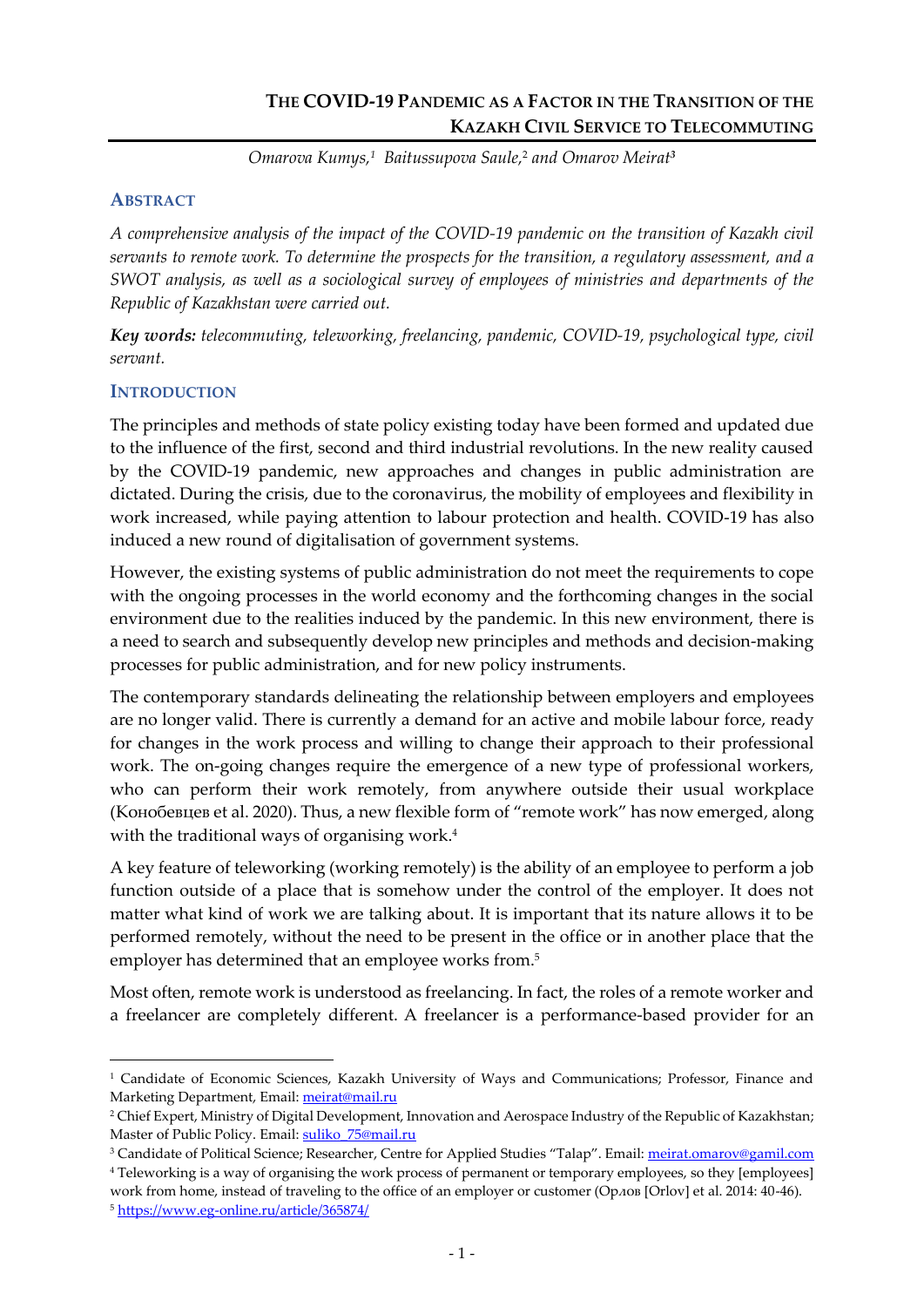# The COVID-19 Pandemic as a Factor in the Transition of the Kazakh Civil Service to Telecommuting

*Omarova Kumys,[1] Baitussupova Saule,[2] and Omarov Meirat[3]*

## Abstract

*A comprehensive analysis of the impact of the COVID-19 pandemic on the transition of Kazakh civil servants to remote work. To determine the prospects for the transition, a regulatory assessment, and a SWOT analysis, as well as a sociological survey of employees of ministries and departments of the Republic of Kazakhstan were carried out.*

***Key words:*** *telecommuting, teleworking, freelancing, pandemic, COVID-19, psychological type, civil servant.*

## Introduction

The principles and methods of state policy existing today have been formed and updated due to the influence of the first, second and third industrial revolutions. In the new reality caused by the COVID-19 pandemic, new approaches and changes in public administration are dictated. During the crisis, due to the coronavirus, the mobility of employees and flexibility in work increased, while paying attention to labour protection and health. COVID-19 has also induced a new round of digitalisation of government systems.

However, the existing systems of public administration do not meet the requirements to cope with the ongoing processes in the world economy and the forthcoming changes in the social environment due to the realities induced by the pandemic. In this new environment, there is a need to search and subsequently develop new principles and methods and decision-making processes for public administration, and for new policy instruments.

The contemporary standards delineating the relationship between employers and employees are no longer valid. There is currently a demand for an active and mobile labour force, ready for changes in the work process and willing to change their approach to their professional work. The on-going changes require the emergence of a new type of professional workers, who can perform their work remotely, from anywhere outside their usual workplace (Конобевцев et al. 2020). Thus, a new flexible form of "remote work" has now emerged, along with the traditional ways of organising work.[4]

A key feature of teleworking (working remotely) is the ability of an employee to perform a job function outside of a place that is somehow under the control of the employer. It does not matter what kind of work we are talking about. It is important that its nature allows it to be performed remotely, without the need to be present in the office or in another place that the employer has determined that an employee works from.[5]

Most often, remote work is understood as freelancing. In fact, the roles of a remote worker and a freelancer are completely different. A freelancer is a performance-based provider for an

---

[1] Candidate of Economic Sciences, Kazakh University of Ways and Communications; Professor, Finance and Marketing Department, Email: meirat@mail.ru

[2] Chief Expert, Ministry of Digital Development, Innovation and Aerospace Industry of the Republic of Kazakhstan; Master of Public Policy. Email: suliko_75@mail.ru

[3] Candidate of Political Science; Researcher, Centre for Applied Studies "Talap". Email: meirat.omarov@gamil.com

[4] Teleworking is a way of organising the work process of permanent or temporary employees, so they [employees] work from home, instead of traveling to the office of an employer or customer (Орлов [Orlov] et al. 2014: 40-46).

[5] https://www.eg-online.ru/article/365874/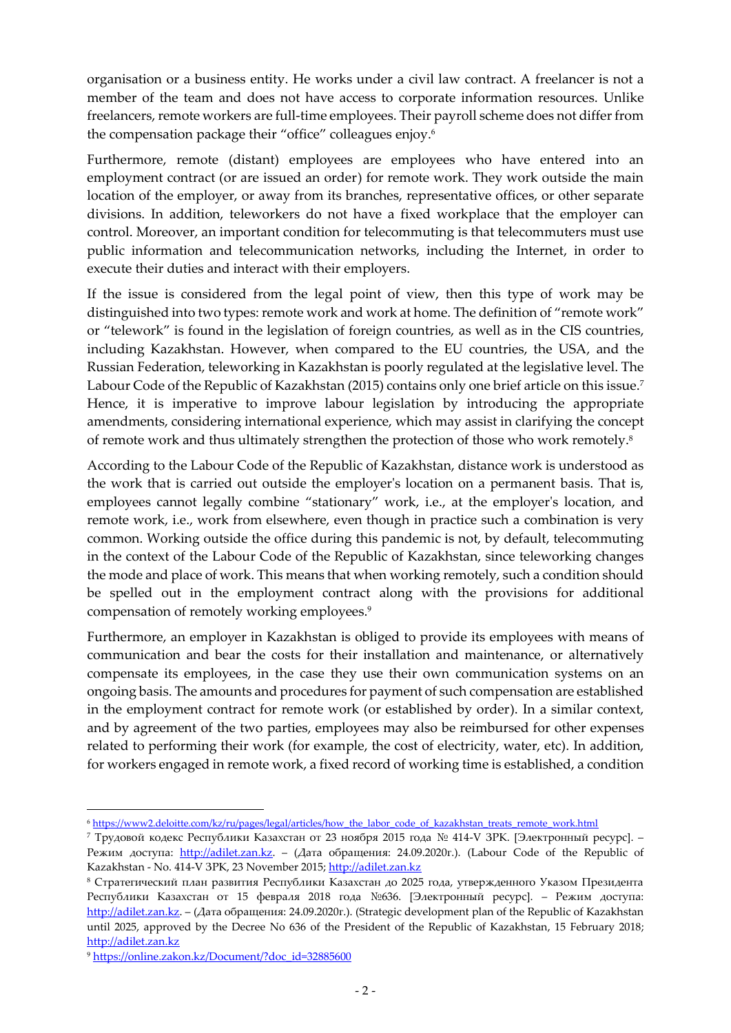organisation or a business entity. He works under a civil law contract. A freelancer is not a member of the team and does not have access to corporate information resources. Unlike freelancers, remote workers are full-time employees. Their payroll scheme does not differ from the compensation package their "office" colleagues enjoy.[6]

Furthermore, remote (distant) employees are employees who have entered into an employment contract (or are issued an order) for remote work. They work outside the main location of the employer, or away from its branches, representative offices, or other separate divisions. In addition, teleworkers do not have a fixed workplace that the employer can control. Moreover, an important condition for telecommuting is that telecommuters must use public information and telecommunication networks, including the Internet, in order to execute their duties and interact with their employers.

If the issue is considered from the legal point of view, then this type of work may be distinguished into two types: remote work and work at home. The definition of "remote work" or "telework" is found in the legislation of foreign countries, as well as in the CIS countries, including Kazakhstan. However, when compared to the EU countries, the USA, and the Russian Federation, teleworking in Kazakhstan is poorly regulated at the legislative level. The Labour Code of the Republic of Kazakhstan (2015) contains only one brief article on this issue.[7] Hence, it is imperative to improve labour legislation by introducing the appropriate amendments, considering international experience, which may assist in clarifying the concept of remote work and thus ultimately strengthen the protection of those who work remotely.[8]

According to the Labour Code of the Republic of Kazakhstan, distance work is understood as the work that is carried out outside the employer's location on a permanent basis. That is, employees cannot legally combine "stationary" work, i.e., at the employer's location, and remote work, i.e., work from elsewhere, even though in practice such a combination is very common. Working outside the office during this pandemic is not, by default, telecommuting in the context of the Labour Code of the Republic of Kazakhstan, since teleworking changes the mode and place of work. This means that when working remotely, such a condition should be spelled out in the employment contract along with the provisions for additional compensation of remotely working employees.[9]

Furthermore, an employer in Kazakhstan is obliged to provide its employees with means of communication and bear the costs for their installation and maintenance, or alternatively compensate its employees, in the case they use their own communication systems on an ongoing basis. The amounts and procedures for payment of such compensation are established in the employment contract for remote work (or established by order). In a similar context, and by agreement of the two parties, employees may also be reimbursed for other expenses related to performing their work (for example, the cost of electricity, water, etc). In addition, for workers engaged in remote work, a fixed record of working time is established, a condition

---

[6] https://www2.deloitte.com/kz/ru/pages/legal/articles/how_the_labor_code_of_kazakhstan_treats_remote_work.html

[7] Трудовой кодекс Республики Казахстан от 23 ноября 2015 года № 414-V ЗРК. [Электронный ресурс]. – Режим доступа: http://adilet.zan.kz. – (Дата обращения: 24.09.2020г.). (Labour Code of the Republic of Kazakhstan - No. 414-V ЗРК, 23 November 2015; http://adilet.zan.kz

[8] Стратегический план развития Республики Казахстан до 2025 года, утвержденного Указом Президента Республики Казахстан от 15 февраля 2018 года №636. [Электронный ресурс]. – Режим доступа: http://adilet.zan.kz. – (Дата обращения: 24.09.2020г.). (Strategic development plan of the Republic of Kazakhstan until 2025, approved by the Decree No 636 of the President of the Republic of Kazakhstan, 15 February 2018; http://adilet.zan.kz

[9] https://online.zakon.kz/Document/?doc_id=32885600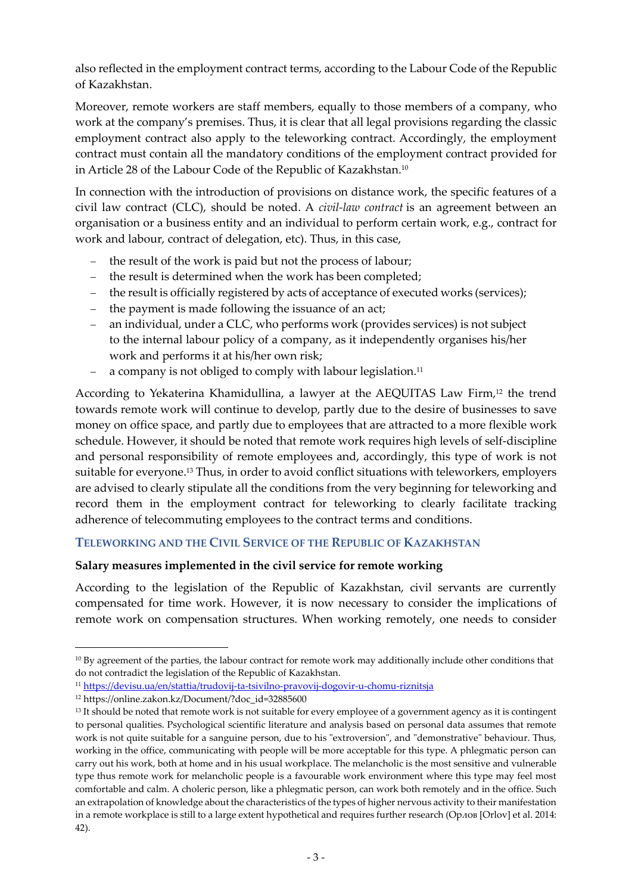also reflected in the employment contract terms, according to the Labour Code of the Republic of Kazakhstan.

Moreover, remote workers are staff members, equally to those members of a company, who work at the company's premises. Thus, it is clear that all legal provisions regarding the classic employment contract also apply to the teleworking contract. Accordingly, the employment contract must contain all the mandatory conditions of the employment contract provided for in Article 28 of the Labour Code of the Republic of Kazakhstan.[10]

In connection with the introduction of provisions on distance work, the specific features of a civil law contract (CLC), should be noted. A *civil-law contract* is an agreement between an organisation or a business entity and an individual to perform certain work, e.g., contract for work and labour, contract of delegation, etc). Thus, in this case,

- the result of the work is paid but not the process of labour;
- the result is determined when the work has been completed;
- the result is officially registered by acts of acceptance of executed works (services);
- the payment is made following the issuance of an act;
- an individual, under a CLC, who performs work (provides services) is not subject to the internal labour policy of a company, as it independently organises his/her work and performs it at his/her own risk;
- a company is not obliged to comply with labour legislation.[11]

According to Yekaterina Khamidullina, a lawyer at the AEQUITAS Law Firm,[12] the trend towards remote work will continue to develop, partly due to the desire of businesses to save money on office space, and partly due to employees that are attracted to a more flexible work schedule. However, it should be noted that remote work requires high levels of self-discipline and personal responsibility of remote employees and, accordingly, this type of work is not suitable for everyone.[13] Thus, in order to avoid conflict situations with teleworkers, employers are advised to clearly stipulate all the conditions from the very beginning for teleworking and record them in the employment contract for teleworking to clearly facilitate tracking adherence of telecommuting employees to the contract terms and conditions.

## Teleworking and the Civil Service of the Republic of Kazakhstan

### Salary measures implemented in the civil service for remote working

According to the legislation of the Republic of Kazakhstan, civil servants are currently compensated for time work. However, it is now necessary to consider the implications of remote work on compensation structures. When working remotely, one needs to consider

---

[10] By agreement of the parties, the labour contract for remote work may additionally include other conditions that do not contradict the legislation of the Republic of Kazakhstan.

[11] https://devisu.ua/en/stattia/trudovij-ta-tsivilno-pravovij-dogovir-u-chomu-riznitsja

[12] https://online.zakon.kz/Document/?doc_id=32885600

[13] It should be noted that remote work is not suitable for every employee of a government agency as it is contingent to personal qualities. Psychological scientific literature and analysis based on personal data assumes that remote work is not quite suitable for a sanguine person, due to his "extroversion", and "demonstrative" behaviour. Thus, working in the office, communicating with people will be more acceptable for this type. A phlegmatic person can carry out his work, both at home and in his usual workplace. The melancholic is the most sensitive and vulnerable type thus remote work for melancholic people is a favourable work environment where this type may feel most comfortable and calm. A choleric person, like a phlegmatic person, can work both remotely and in the office. Such an extrapolation of knowledge about the characteristics of the types of higher nervous activity to their manifestation in a remote workplace is still to a large extent hypothetical and requires further research (Орлов [Orlov] et al. 2014: 42).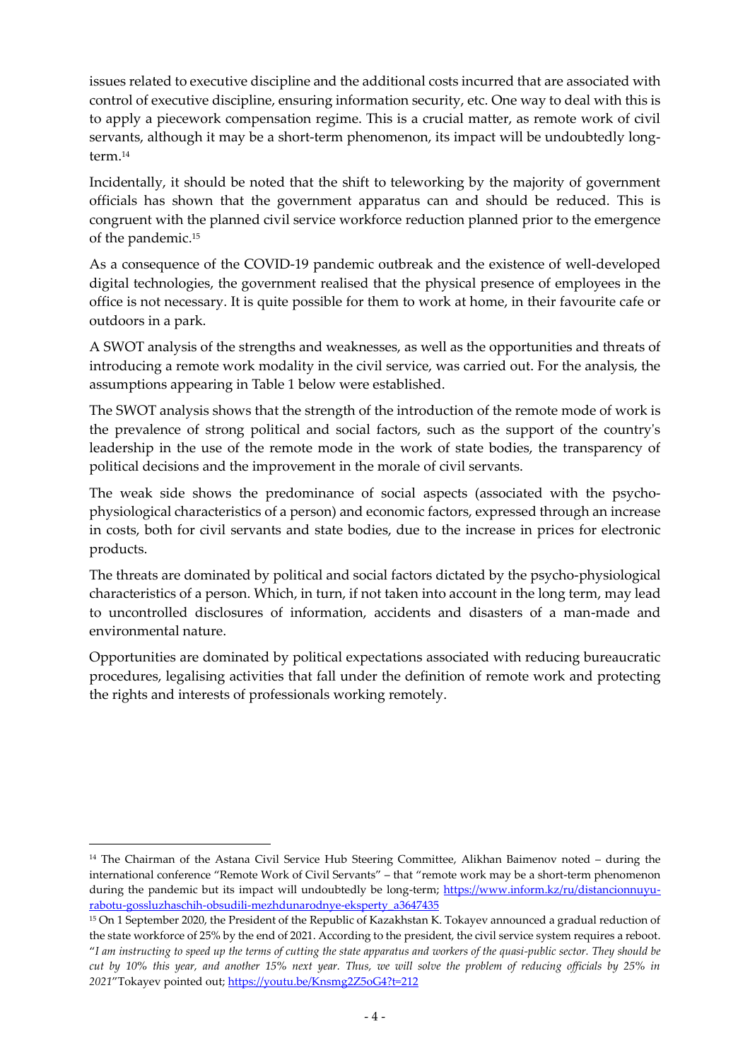issues related to executive discipline and the additional costs incurred that are associated with control of executive discipline, ensuring information security, etc. One way to deal with this is to apply a piecework compensation regime. This is a crucial matter, as remote work of civil servants, although it may be a short-term phenomenon, its impact will be undoubtedly long-term.[14]

Incidentally, it should be noted that the shift to teleworking by the majority of government officials has shown that the government apparatus can and should be reduced. This is congruent with the planned civil service workforce reduction planned prior to the emergence of the pandemic.[15]

As a consequence of the COVID-19 pandemic outbreak and the existence of well-developed digital technologies, the government realised that the physical presence of employees in the office is not necessary. It is quite possible for them to work at home, in their favourite cafe or outdoors in a park.

A SWOT analysis of the strengths and weaknesses, as well as the opportunities and threats of introducing a remote work modality in the civil service, was carried out. For the analysis, the assumptions appearing in Table 1 below were established.

The SWOT analysis shows that the strength of the introduction of the remote mode of work is the prevalence of strong political and social factors, such as the support of the country's leadership in the use of the remote mode in the work of state bodies, the transparency of political decisions and the improvement in the morale of civil servants.

The weak side shows the predominance of social aspects (associated with the psycho-physiological characteristics of a person) and economic factors, expressed through an increase in costs, both for civil servants and state bodies, due to the increase in prices for electronic products.

The threats are dominated by political and social factors dictated by the psycho-physiological characteristics of a person. Which, in turn, if not taken into account in the long term, may lead to uncontrolled disclosures of information, accidents and disasters of a man-made and environmental nature.

Opportunities are dominated by political expectations associated with reducing bureaucratic procedures, legalising activities that fall under the definition of remote work and protecting the rights and interests of professionals working remotely.

---

[14] The Chairman of the Astana Civil Service Hub Steering Committee, Alikhan Baimenov noted – during the international conference "Remote Work of Civil Servants" – that "remote work may be a short-term phenomenon during the pandemic but its impact will undoubtedly be long-term; https://www.inform.kz/ru/distancionnuyu-rabotu-gossluzhaschih-obsudili-mezhdunarodnye-eksperty_a3647435

[15] On 1 September 2020, the President of the Republic of Kazakhstan K. Tokayev announced a gradual reduction of the state workforce of 25% by the end of 2021. According to the president, the civil service system requires a reboot. "*I am instructing to speed up the terms of cutting the state apparatus and workers of the quasi-public sector. They should be cut by 10% this year, and another 15% next year. Thus, we will solve the problem of reducing officials by 25% in 2021*"Tokayev pointed out; https://youtu.be/Knsmg2Z5oG4?t=212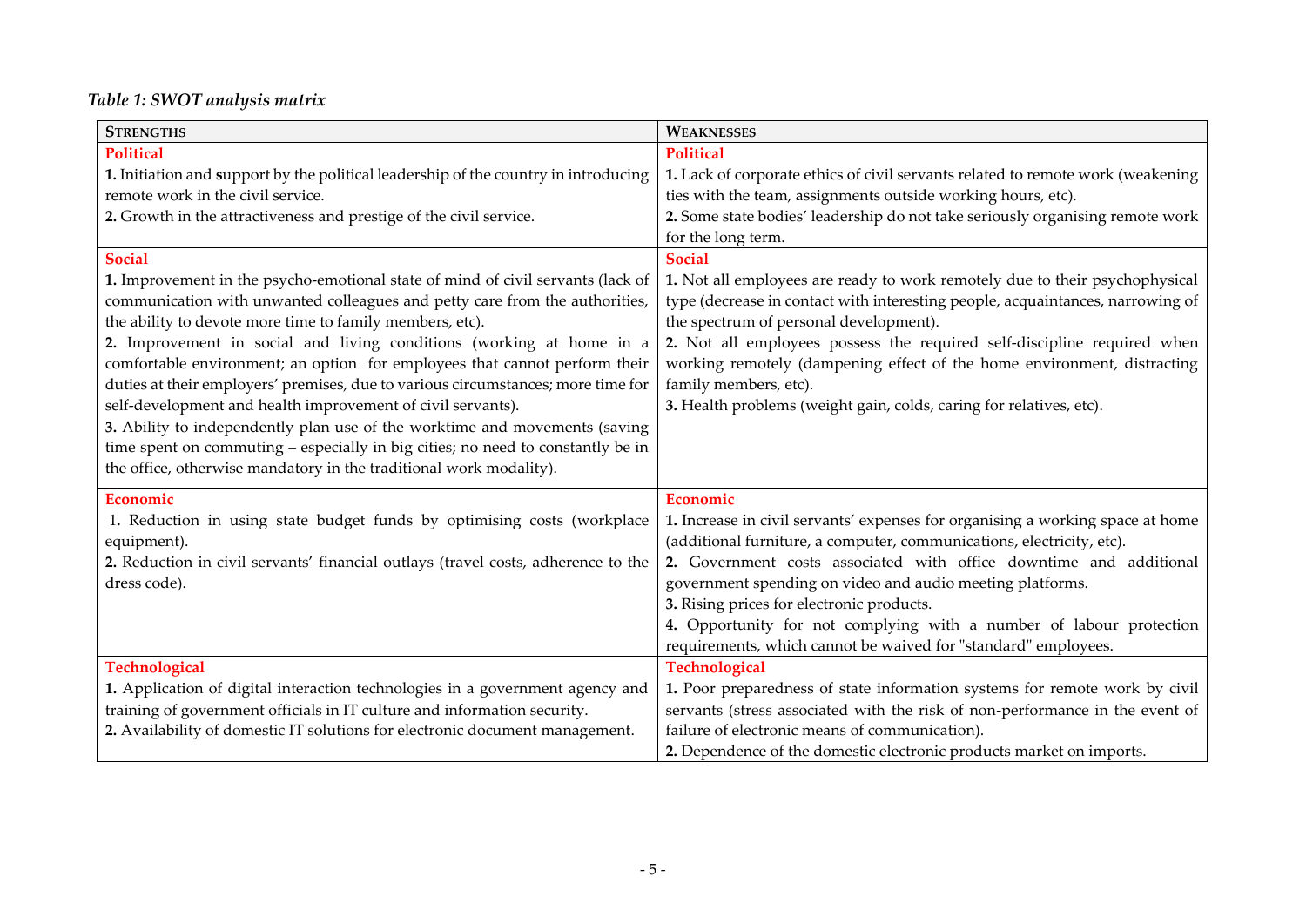*Table 1: SWOT analysis matrix*

| **STRENGTHS** | **WEAKNESSES** |
|---|---|
| **Political**<br>**1.** Initiation and **s**upport by the political leadership of the country in introducing remote work in the civil service.<br>**2.** Growth in the attractiveness and prestige of the civil service. | **Political**<br>**1.** Lack of corporate ethics of civil servants related to remote work (weakening ties with the team, assignments outside working hours, etc).<br>**2.** Some state bodies' leadership do not take seriously organising remote work for the long term. |
| **Social**<br>**1.** Improvement in the psycho-emotional state of mind of civil servants (lack of communication with unwanted colleagues and petty care from the authorities, the ability to devote more time to family members, etc).<br>**2.** Improvement in social and living conditions (working at home in a comfortable environment; an option for employees that cannot perform their duties at their employers' premises, due to various circumstances; more time for self-development and health improvement of civil servants).<br>**3.** Ability to independently plan use of the worktime and movements (saving time spent on commuting – especially in big cities; no need to constantly be in the office, otherwise mandatory in the traditional work modality). | **Social**<br>**1.** Not all employees are ready to work remotely due to their psychophysical type (decrease in contact with interesting people, acquaintances, narrowing of the spectrum of personal development).<br>**2.** Not all employees possess the required self-discipline required when working remotely (dampening effect of the home environment, distracting family members, etc).<br>**3.** Health problems (weight gain, colds, caring for relatives, etc). |
| **Economic**<br>1. Reduction in using state budget funds by optimising costs (workplace equipment).<br>**2.** Reduction in civil servants' financial outlays (travel costs, adherence to the dress code). | **Economic**<br>**1.** Increase in civil servants' expenses for organising a working space at home (additional furniture, a computer, communications, electricity, etc).<br>**2.** Government costs associated with office downtime and additional government spending on video and audio meeting platforms.<br>**3.** Rising prices for electronic products.<br>**4.** Opportunity for not complying with a number of labour protection requirements, which cannot be waived for "standard" employees. |
| **Technological**<br>**1.** Application of digital interaction technologies in a government agency and training of government officials in IT culture and information security.<br>**2.** Availability of domestic IT solutions for electronic document management. | **Technological**<br>**1.** Poor preparedness of state information systems for remote work by civil servants (stress associated with the risk of non-performance in the event of failure of electronic means of communication).<br>**2.** Dependence of the domestic electronic products market on imports. |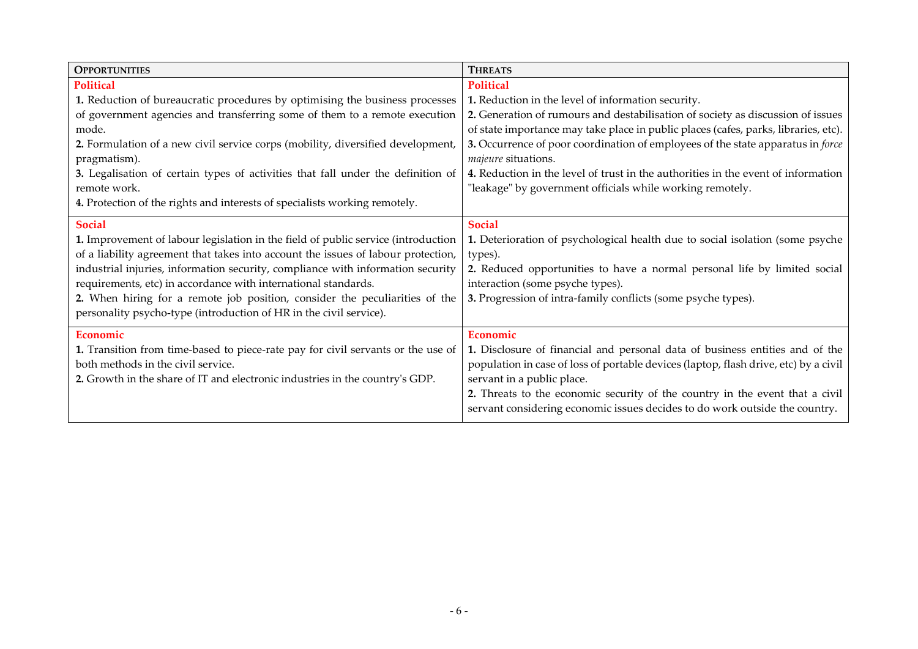| **Opportunities** | **Threats** |
| --- | --- |
| **Political**<br>**1.** Reduction of bureaucratic procedures by optimising the business processes of government agencies and transferring some of them to a remote execution mode.<br>**2.** Formulation of a new civil service corps (mobility, diversified development, pragmatism).<br>**3.** Legalisation of certain types of activities that fall under the definition of remote work.<br>**4.** Protection of the rights and interests of specialists working remotely. | **Political**<br>**1.** Reduction in the level of information security.<br>**2.** Generation of rumours and destabilisation of society as discussion of issues of state importance may take place in public places (cafes, parks, libraries, etc).<br>**3.** Occurrence of poor coordination of employees of the state apparatus in *force majeure* situations.<br>**4.** Reduction in the level of trust in the authorities in the event of information "leakage" by government officials while working remotely. |
| **Social**<br>**1.** Improvement of labour legislation in the field of public service (introduction of a liability agreement that takes into account the issues of labour protection, industrial injuries, information security, compliance with information security requirements, etc) in accordance with international standards.<br>**2.** When hiring for a remote job position, consider the peculiarities of the personality psycho-type (introduction of HR in the civil service). | **Social**<br>**1.** Deterioration of psychological health due to social isolation (some psyche types).<br>**2.** Reduced opportunities to have a normal personal life by limited social interaction (some psyche types).<br>**3.** Progression of intra-family conflicts (some psyche types). |
| **Economic**<br>**1.** Transition from time-based to piece-rate pay for civil servants or the use of both methods in the civil service.<br>**2.** Growth in the share of IT and electronic industries in the country's GDP. | **Economic**<br>**1.** Disclosure of financial and personal data of business entities and of the population in case of loss of portable devices (laptop, flash drive, etc) by a civil servant in a public place.<br>**2.** Threats to the economic security of the country in the event that a civil servant considering economic issues decides to do work outside the country. |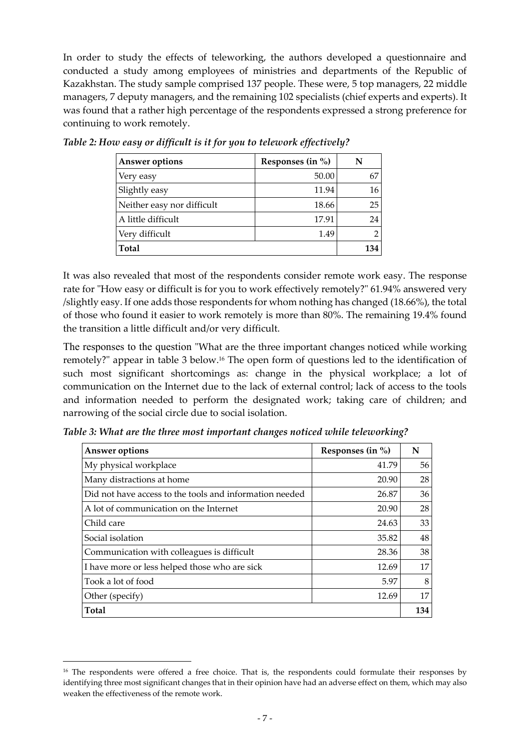In order to study the effects of teleworking, the authors developed a questionnaire and conducted a study among employees of ministries and departments of the Republic of Kazakhstan. The study sample comprised 137 people. These were, 5 top managers, 22 middle managers, 7 deputy managers, and the remaining 102 specialists (chief experts and experts). It was found that a rather high percentage of the respondents expressed a strong preference for continuing to work remotely.

*Table 2: How easy or difficult is it for you to telework effectively?*

| Answer options | Responses (in %) | N |
|---|---|---|
| Very easy | 50.00 | 67 |
| Slightly easy | 11.94 | 16 |
| Neither easy nor difficult | 18.66 | 25 |
| A little difficult | 17.91 | 24 |
| Very difficult | 1.49 | 2 |
| **Total** | | **134** |

It was also revealed that most of the respondents consider remote work easy. The response rate for "How easy or difficult is for you to work effectively remotely?" 61.94% answered very /slightly easy. If one adds those respondents for whom nothing has changed (18.66%), the total of those who found it easier to work remotely is more than 80%. The remaining 19.4% found the transition a little difficult and/or very difficult.

The responses to the question "What are the three important changes noticed while working remotely?" appear in table 3 below.[16] The open form of questions led to the identification of such most significant shortcomings as: change in the physical workplace; a lot of communication on the Internet due to the lack of external control; lack of access to the tools and information needed to perform the designated work; taking care of children; and narrowing of the social circle due to social isolation.

*Table 3: What are the three most important changes noticed while teleworking?*

| Answer options | Responses (in %) | N |
|---|---|---|
| My physical workplace | 41.79 | 56 |
| Many distractions at home | 20.90 | 28 |
| Did not have access to the tools and information needed | 26.87 | 36 |
| A lot of communication on the Internet | 20.90 | 28 |
| Child care | 24.63 | 33 |
| Social isolation | 35.82 | 48 |
| Communication with colleagues is difficult | 28.36 | 38 |
| I have more or less helped those who are sick | 12.69 | 17 |
| Took a lot of food | 5.97 | 8 |
| Other (specify) | 12.69 | 17 |
| **Total** | | **134** |

[16] The respondents were offered a free choice. That is, the respondents could formulate their responses by identifying three most significant changes that in their opinion have had an adverse effect on them, which may also weaken the effectiveness of the remote work.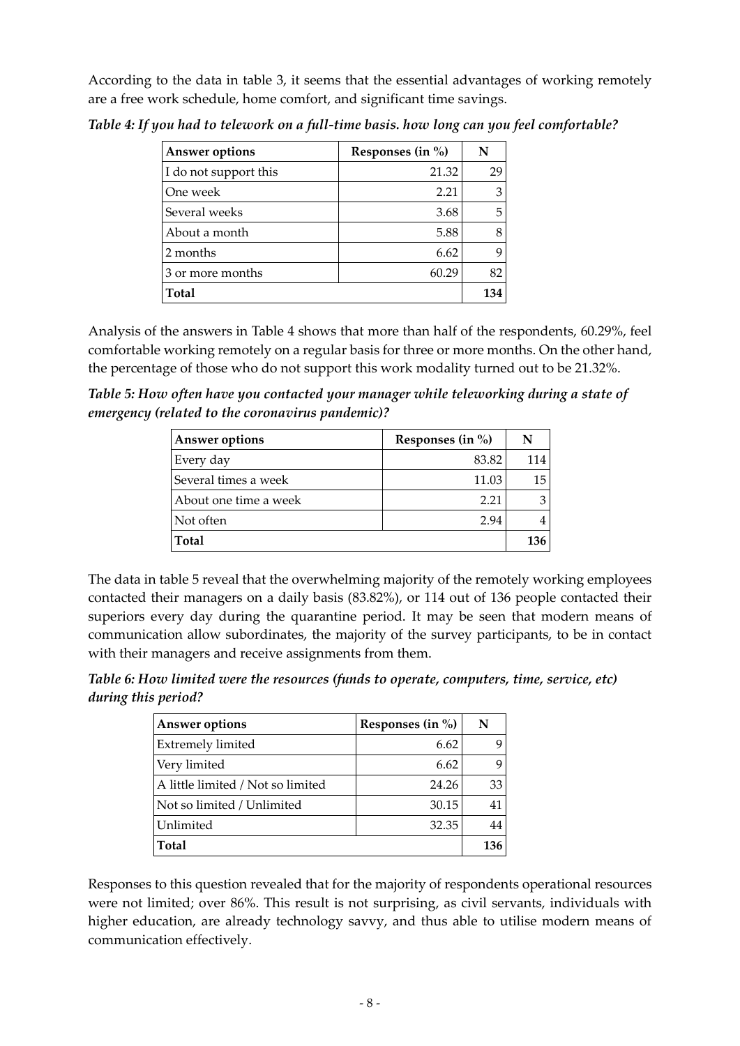According to the data in table 3, it seems that the essential advantages of working remotely are a free work schedule, home comfort, and significant time savings.

***Table 4: If you had to telework on a full-time basis. how long can you feel comfortable?***

| Answer options | Responses (in %) | N |
|---|---|---|
| I do not support this | 21.32 | 29 |
| One week | 2.21 | 3 |
| Several weeks | 3.68 | 5 |
| About a month | 5.88 | 8 |
| 2 months | 6.62 | 9 |
| 3 or more months | 60.29 | 82 |
| **Total** | | **134** |

Analysis of the answers in Table 4 shows that more than half of the respondents, 60.29%, feel comfortable working remotely on a regular basis for three or more months. On the other hand, the percentage of those who do not support this work modality turned out to be 21.32%.

***Table 5: How often have you contacted your manager while teleworking during a state of emergency (related to the coronavirus pandemic)?***

| Answer options | Responses (in %) | N |
|---|---|---|
| Every day | 83.82 | 114 |
| Several times a week | 11.03 | 15 |
| About one time a week | 2.21 | 3 |
| Not often | 2.94 | 4 |
| **Total** | | **136** |

The data in table 5 reveal that the overwhelming majority of the remotely working employees contacted their managers on a daily basis (83.82%), or 114 out of 136 people contacted their superiors every day during the quarantine period. It may be seen that modern means of communication allow subordinates, the majority of the survey participants, to be in contact with their managers and receive assignments from them.

***Table 6: How limited were the resources (funds to operate, computers, time, service, etc) during this period?***

| Answer options | Responses (in %) | N |
|---|---|---|
| Extremely limited | 6.62 | 9 |
| Very limited | 6.62 | 9 |
| A little limited / Not so limited | 24.26 | 33 |
| Not so limited / Unlimited | 30.15 | 41 |
| Unlimited | 32.35 | 44 |
| **Total** | | **136** |

Responses to this question revealed that for the majority of respondents operational resources were not limited; over 86%. This result is not surprising, as civil servants, individuals with higher education, are already technology savvy, and thus able to utilise modern means of communication effectively.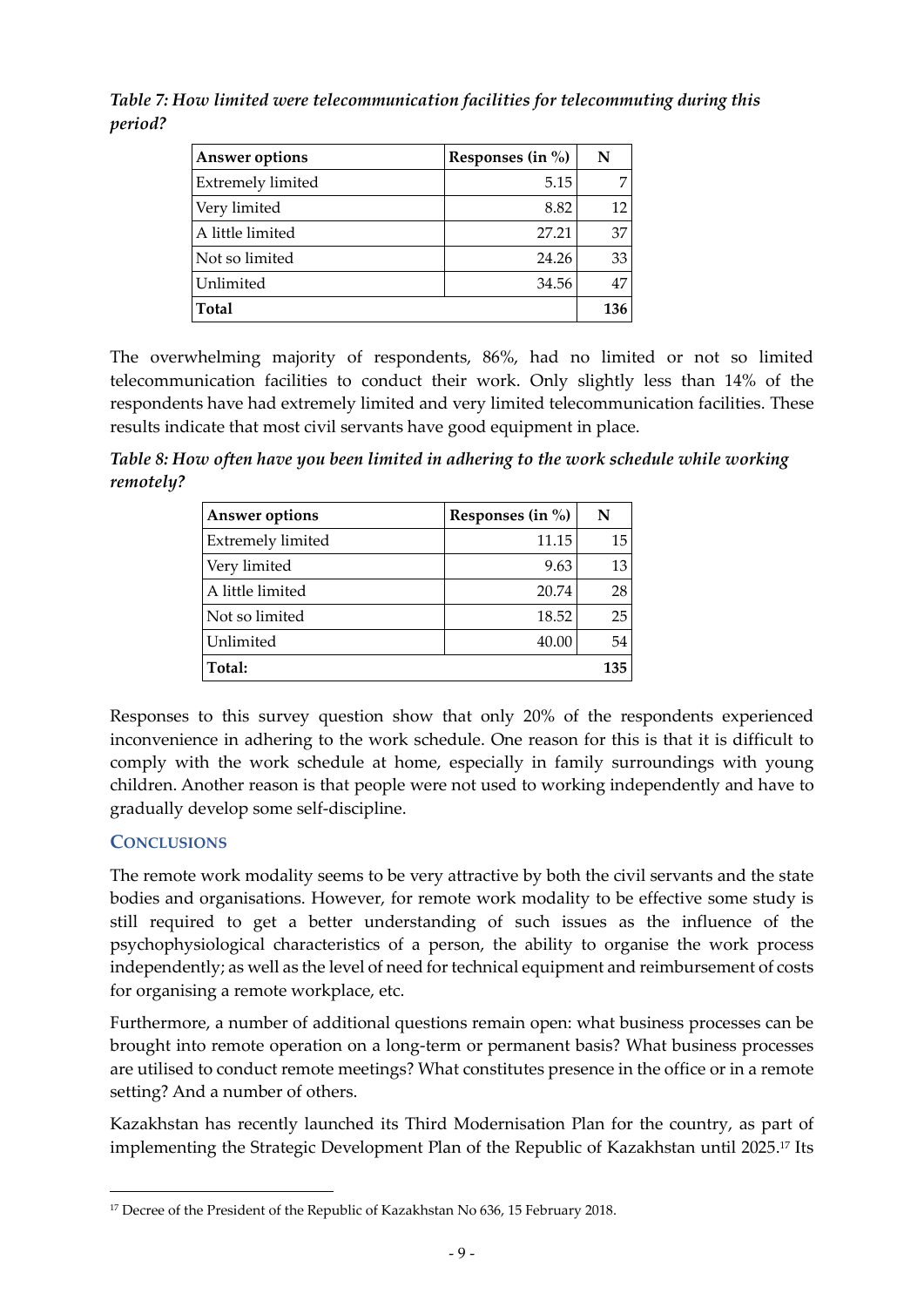*Table 7: How limited were telecommunication facilities for telecommuting during this period?*

| Answer options | Responses (in %) | N |
|---|---|---|
| Extremely limited | 5.15 | 7 |
| Very limited | 8.82 | 12 |
| A little limited | 27.21 | 37 |
| Not so limited | 24.26 | 33 |
| Unlimited | 34.56 | 47 |
| **Total** | | **136** |

The overwhelming majority of respondents, 86%, had no limited or not so limited telecommunication facilities to conduct their work. Only slightly less than 14% of the respondents have had extremely limited and very limited telecommunication facilities. These results indicate that most civil servants have good equipment in place.

*Table 8: How often have you been limited in adhering to the work schedule while working remotely?*

| Answer options | Responses (in %) | N |
|---|---|---|
| Extremely limited | 11.15 | 15 |
| Very limited | 9.63 | 13 |
| A little limited | 20.74 | 28 |
| Not so limited | 18.52 | 25 |
| Unlimited | 40.00 | 54 |
| **Total:** | | **135** |

Responses to this survey question show that only 20% of the respondents experienced inconvenience in adhering to the work schedule. One reason for this is that it is difficult to comply with the work schedule at home, especially in family surroundings with young children. Another reason is that people were not used to working independently and have to gradually develop some self-discipline.

## Conclusions

The remote work modality seems to be very attractive by both the civil servants and the state bodies and organisations. However, for remote work modality to be effective some study is still required to get a better understanding of such issues as the influence of the psychophysiological characteristics of a person, the ability to organise the work process independently; as well as the level of need for technical equipment and reimbursement of costs for organising a remote workplace, etc.

Furthermore, a number of additional questions remain open: what business processes can be brought into remote operation on a long-term or permanent basis? What business processes are utilised to conduct remote meetings? What constitutes presence in the office or in a remote setting? And a number of others.

Kazakhstan has recently launched its Third Modernisation Plan for the country, as part of implementing the Strategic Development Plan of the Republic of Kazakhstan until 2025.[17] Its

[17] Decree of the President of the Republic of Kazakhstan No 636, 15 February 2018.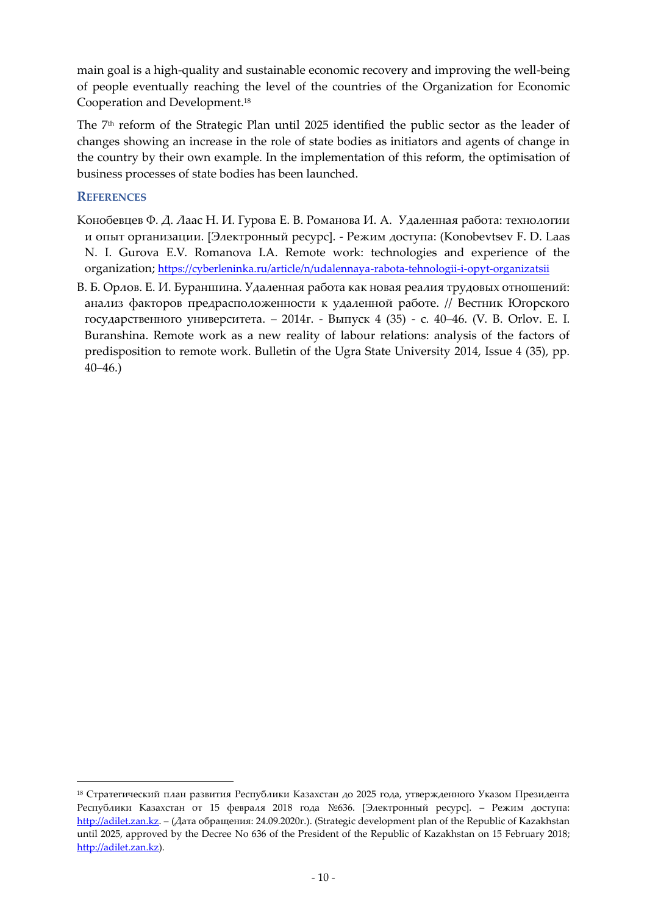main goal is a high-quality and sustainable economic recovery and improving the well-being of people eventually reaching the level of the countries of the Organization for Economic Cooperation and Development.[18]

The 7th reform of the Strategic Plan until 2025 identified the public sector as the leader of changes showing an increase in the role of state bodies as initiators and agents of change in the country by their own example. In the implementation of this reform, the optimisation of business processes of state bodies has been launched.

## References

Конобевцев Ф. Д. Лаас Н. И. Гурова Е. В. Романова И. А. Удаленная работа: технологии и опыт организации. [Электронный ресурс]. - Режим доступа: (Konobevtsev F. D. Laas N. I. Gurova E.V. Romanova I.A. Remote work: technologies and experience of the organization; https://cyberleninka.ru/article/n/udalennaya-rabota-tehnologii-i-opyt-organizatsii

В. Б. Орлов. Е. И. Бураншина. Удаленная работа как новая реалия трудовых отношений: анализ факторов предрасположенности к удаленной работе. // Вестник Югорского государственного университета. – 2014г. - Выпуск 4 (35) - с. 40–46. (V. B. Orlov. E. I. Buranshina. Remote work as a new reality of labour relations: analysis of the factors of predisposition to remote work. Bulletin of the Ugra State University 2014, Issue 4 (35), pp. 40–46.)

---

[18] Стратегический план развития Республики Казахстан до 2025 года, утвержденного Указом Президента Республики Казахстан от 15 февраля 2018 года №636. [Электронный ресурс]. – Режим доступа: http://adilet.zan.kz. – (Дата обращения: 24.09.2020г.). (Strategic development plan of the Republic of Kazakhstan until 2025, approved by the Decree No 636 of the President of the Republic of Kazakhstan on 15 February 2018; http://adilet.zan.kz).